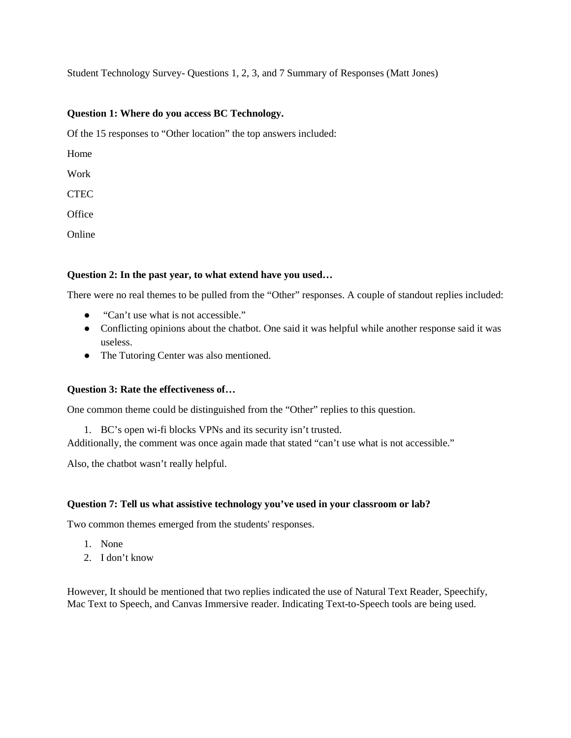Student Technology Survey- Questions 1, 2, 3, and 7 Summary of Responses (Matt Jones)

**Question 1: Where do you access BC Technology.**

Of the 15 responses to "Other location" the top answers included:

Home

Work

CTEC

Office

Online

**Question 2: In the past year, to what extend have you used…**

There were no real themes to be pulled from the "Other" responses. A couple of standout replies included:

- "Can't use what is not accessible."
- Conflicting opinions about the chatbot. One said it was helpful while another response said it was useless.
- The Tutoring Center was also mentioned.

**Question 3: Rate the effectiveness of…**

One common theme could be distinguished from the "Other" replies to this question.

1. BC's open wi-fi blocks VPNs and its security isn't trusted.

Additionally, the comment was once again made that stated "can't use what is not accessible."

Also, the chatbot wasn't really helpful.

**Question 7: Tell us what assistive technology you've used in your classroom or lab?**

Two common themes emerged from the students' responses.

1. None
2. I don't know

However, It should be mentioned that two replies indicated the use of Natural Text Reader, Speechify, Mac Text to Speech, and Canvas Immersive reader. Indicating Text-to-Speech tools are being used.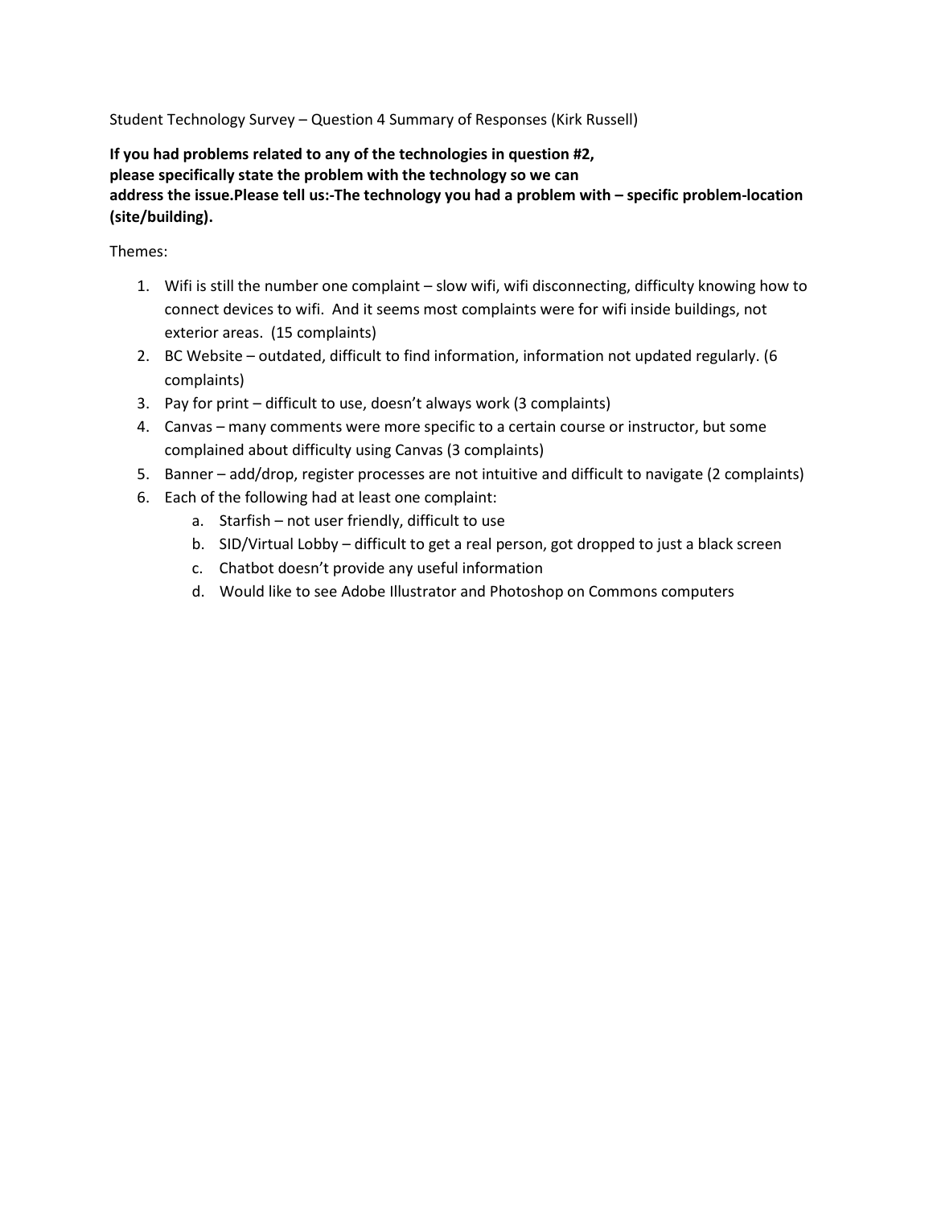Student Technology Survey – Question 4 Summary of Responses (Kirk Russell)

**If you had problems related to any of the technologies in question #2, please specifically state the problem with the technology so we can address the issue.Please tell us:-The technology you had a problem with – specific problem-location (site/building).**

Themes:

1. Wifi is still the number one complaint – slow wifi, wifi disconnecting, difficulty knowing how to connect devices to wifi. And it seems most complaints were for wifi inside buildings, not exterior areas. (15 complaints)
2. BC Website – outdated, difficult to find information, information not updated regularly. (6 complaints)
3. Pay for print – difficult to use, doesn't always work (3 complaints)
4. Canvas – many comments were more specific to a certain course or instructor, but some complained about difficulty using Canvas (3 complaints)
5. Banner – add/drop, register processes are not intuitive and difficult to navigate (2 complaints)
6. Each of the following had at least one complaint:
   a. Starfish – not user friendly, difficult to use
   b. SID/Virtual Lobby – difficult to get a real person, got dropped to just a black screen
   c. Chatbot doesn't provide any useful information
   d. Would like to see Adobe Illustrator and Photoshop on Commons computers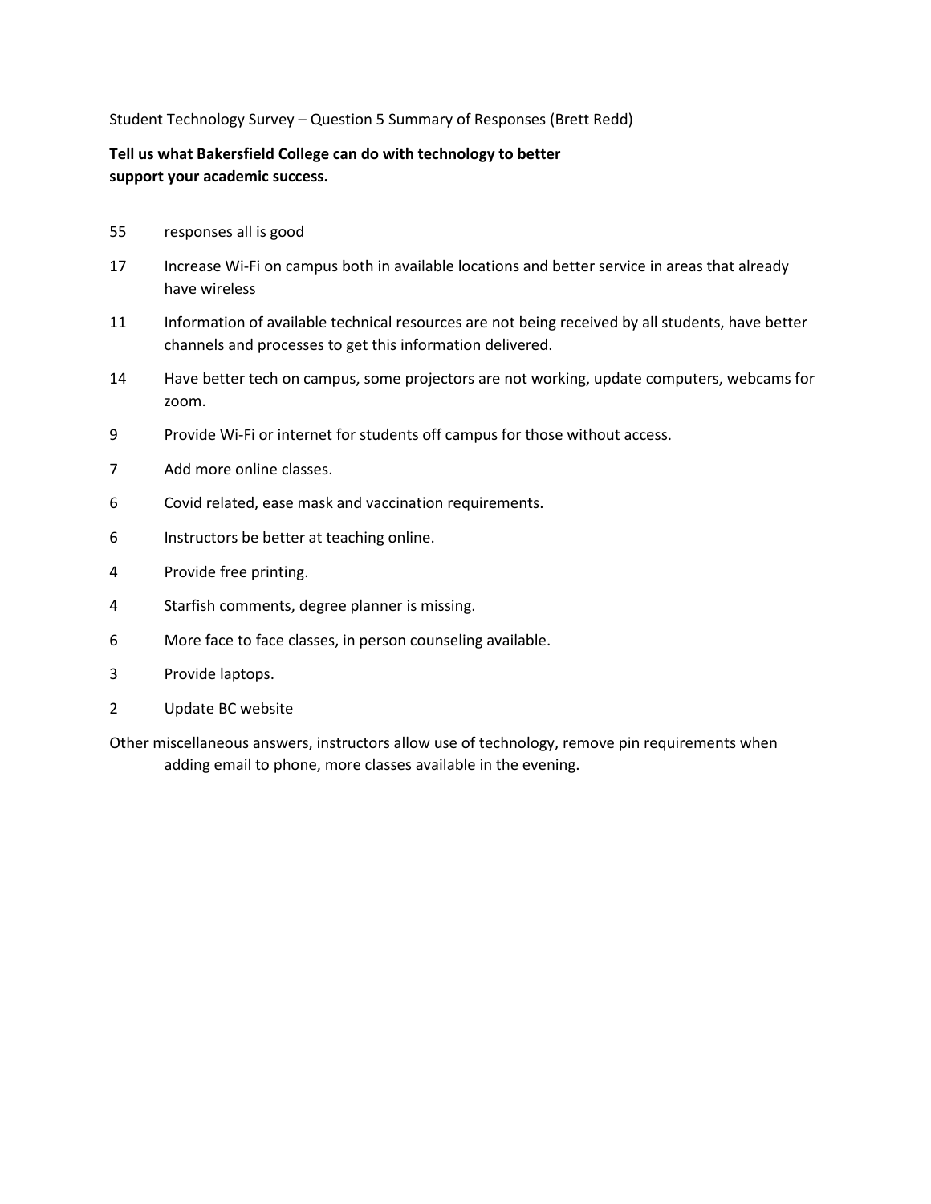Student Technology Survey – Question 5 Summary of Responses (Brett Redd)

**Tell us what Bakersfield College can do with technology to better support your academic success.**

| | |
|---|---|
| 55 | responses all is good |
| 17 | Increase Wi-Fi on campus both in available locations and better service in areas that already have wireless |
| 11 | Information of available technical resources are not being received by all students, have better channels and processes to get this information delivered. |
| 14 | Have better tech on campus, some projectors are not working, update computers, webcams for zoom. |
| 9 | Provide Wi-Fi or internet for students off campus for those without access. |
| 7 | Add more online classes. |
| 6 | Covid related, ease mask and vaccination requirements. |
| 6 | Instructors be better at teaching online. |
| 4 | Provide free printing. |
| 4 | Starfish comments, degree planner is missing. |
| 6 | More face to face classes, in person counseling available. |
| 3 | Provide laptops. |
| 2 | Update BC website |

Other miscellaneous answers, instructors allow use of technology, remove pin requirements when adding email to phone, more classes available in the evening.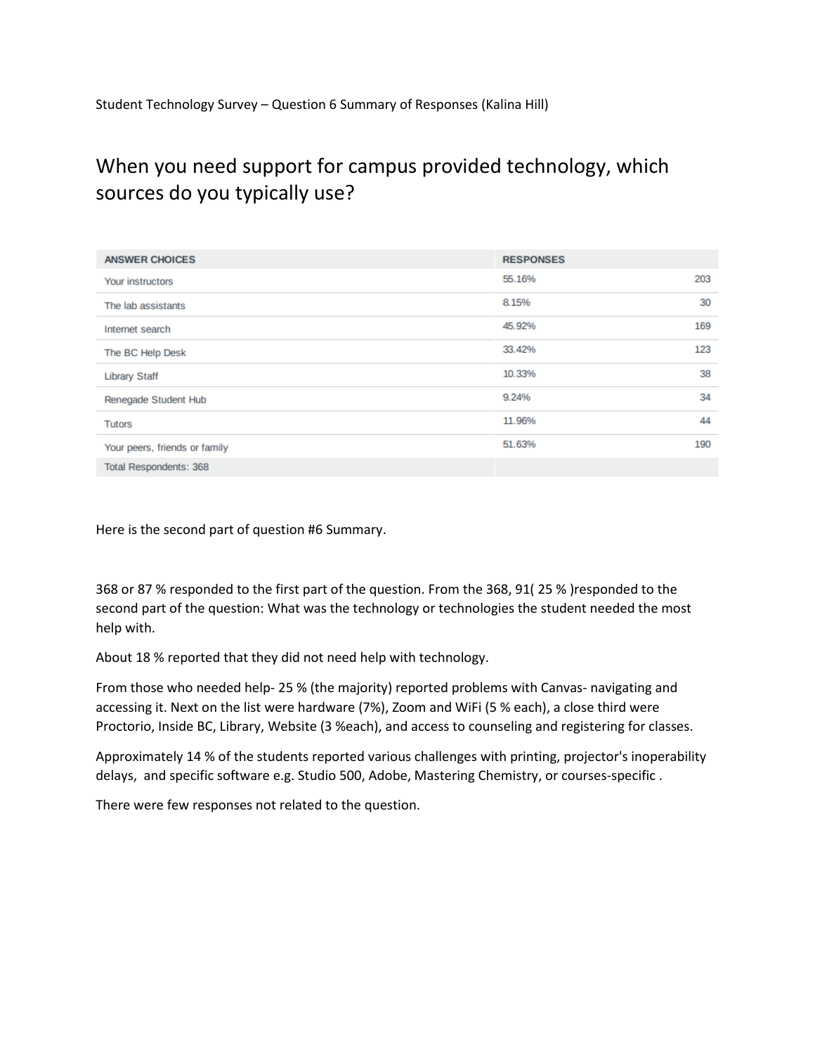Student Technology Survey – Question 6 Summary of Responses (Kalina Hill)

## When you need support for campus provided technology, which sources do you typically use?

| ANSWER CHOICES | RESPONSES | |
|---|---|---|
| Your instructors | 55.16% | 203 |
| The lab assistants | 8.15% | 30 |
| Internet search | 45.92% | 169 |
| The BC Help Desk | 33.42% | 123 |
| Library Staff | 10.33% | 38 |
| Renegade Student Hub | 9.24% | 34 |
| Tutors | 11.96% | 44 |
| Your peers, friends or family | 51.63% | 190 |
| Total Respondents: 368 | | |

Here is the second part of question #6 Summary.

368 or 87 % responded to the first part of the question. From the 368, 91( 25 % )responded to the second part of the question: What was the technology or technologies the student needed the most help with.

About 18 % reported that they did not need help with technology.

From those who needed help- 25 % (the majority) reported problems with Canvas- navigating and accessing it. Next on the list were hardware (7%), Zoom and WiFi (5 % each), a close third were Proctorio, Inside BC, Library, Website (3 %each), and access to counseling and registering for classes.

Approximately 14 % of the students reported various challenges with printing, projector's inoperability delays, and specific software e.g. Studio 500, Adobe, Mastering Chemistry, or courses-specific .

There were few responses not related to the question.